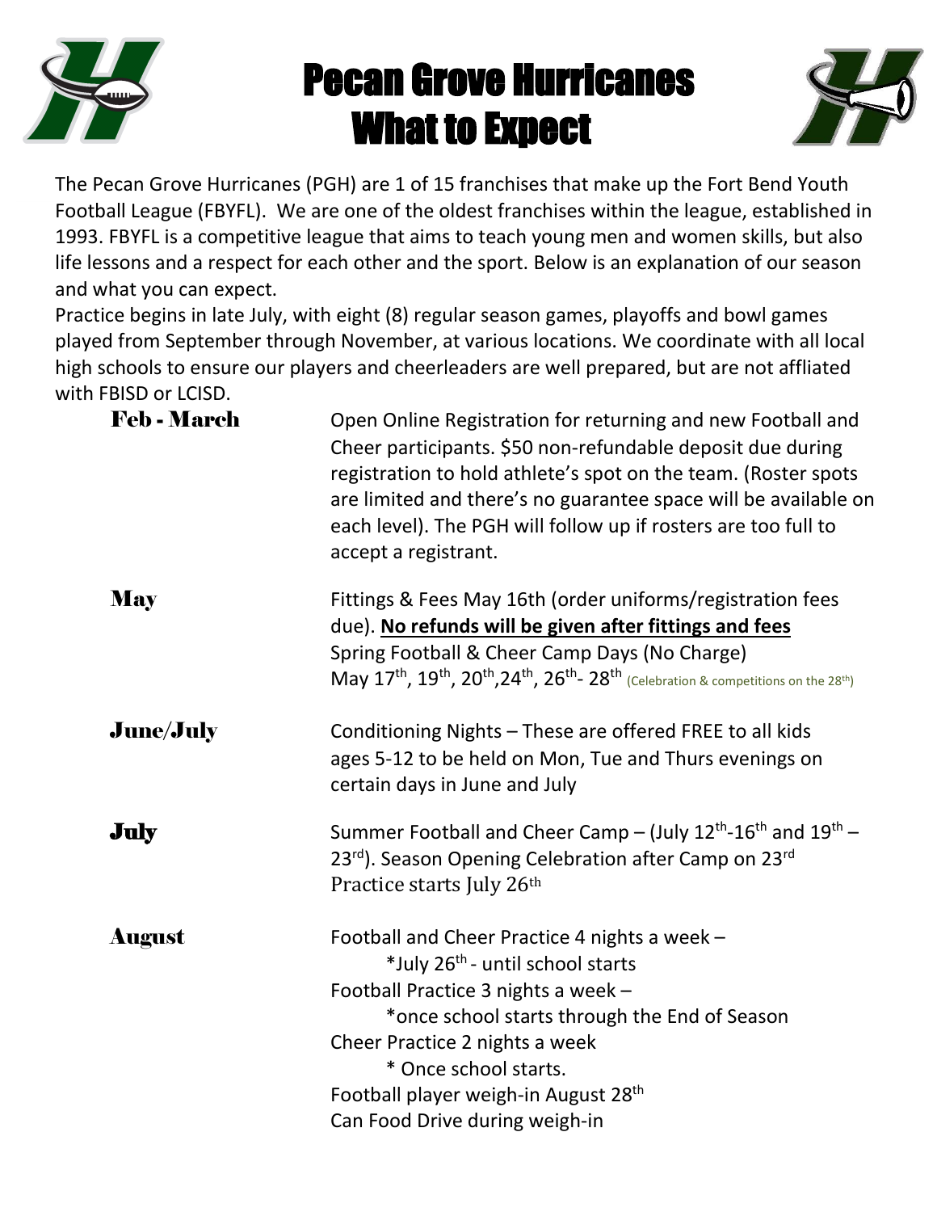# Pecan Grove Hurricanes What to Expect

The Pecan Grove Hurricanes (PGH) are 1 of 15 franchises that make up the Fort Bend Youth Football League (FBYFL). We are one of the oldest franchises within the league, established in 1993. FBYFL is a competitive league that aims to teach young men and women skills, but also life lessons and a respect for each other and the sport. Below is an explanation of our season and what you can expect.

Practice begins in late July, with eight (8) regular season games, playoffs and bowl games played from September through November, at various locations. We coordinate with all local high schools to ensure our players and cheerleaders are well prepared, but are not affliated with FBISD or LCISD.

**Feb - March**

Open Online Registration for returning and new Football and Cheer participants. $50 non-refundable deposit due during registration to hold athlete's spot on the team. (Roster spots are limited and there's no guarantee space will be available on each level). The PGH will follow up if rosters are too full to accept a registrant.

**May**

Fittings & Fees May 16th (order uniforms/registration fees due). **No refunds will be given after fittings and fees**
Spring Football & Cheer Camp Days (No Charge)
May 17th, 19th, 20th, 24th, 26th - 28th (Celebration & competitions on the 28th)

**June/July**

Conditioning Nights – These are offered FREE to all kids ages 5-12 to be held on Mon, Tue and Thurs evenings on certain days in June and July

**July**

Summer Football and Cheer Camp – (July 12th-16th and 19th – 23rd). Season Opening Celebration after Camp on 23rd
Practice starts July 26th

**August**

Football and Cheer Practice 4 nights a week –
- *July 26th - until school starts

Football Practice 3 nights a week –
- *once school starts through the End of Season

Cheer Practice 2 nights a week
- * Once school starts.

Football player weigh-in August 28th
Can Food Drive during weigh-in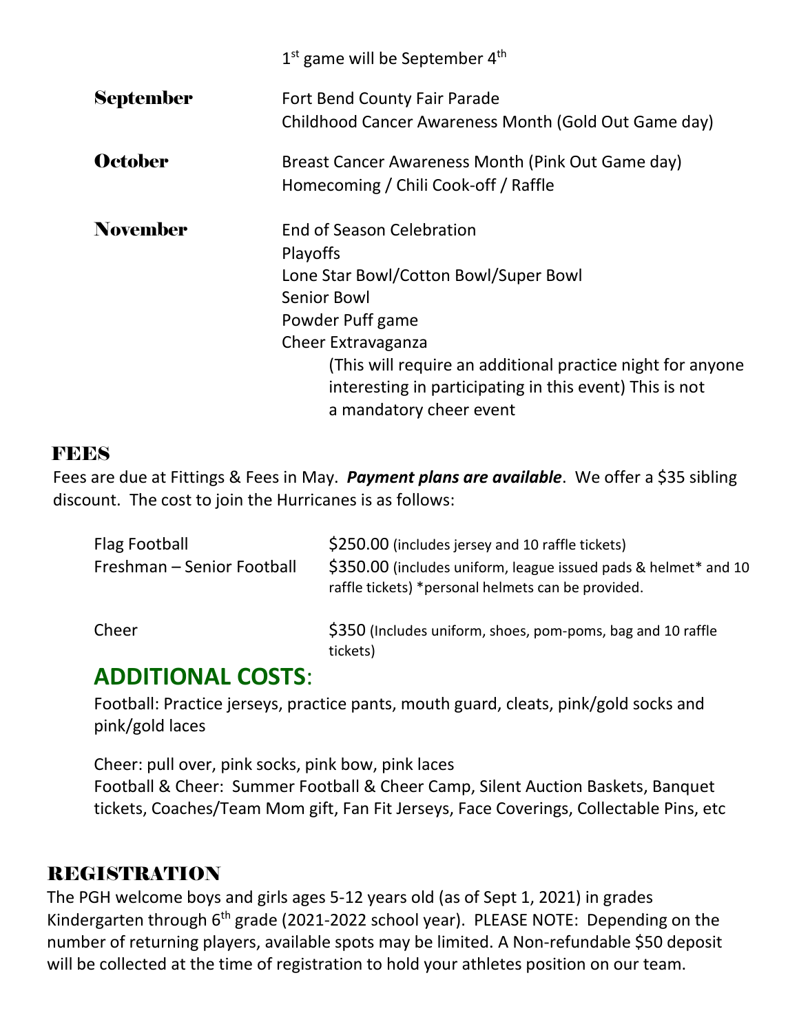1st game will be September 4th

| | |
|---|---|
| **September** | Fort Bend County Fair Parade<br>Childhood Cancer Awareness Month (Gold Out Game day) |
| **October** | Breast Cancer Awareness Month (Pink Out Game day)<br>Homecoming / Chili Cook-off / Raffle |
| **November** | End of Season Celebration<br>Playoffs<br>Lone Star Bowl/Cotton Bowl/Super Bowl<br>Senior Bowl<br>Powder Puff game<br>Cheer Extravaganza<br>(This will require an additional practice night for anyone interesting in participating in this event) This is not a mandatory cheer event |

## FEES

Fees are due at Fittings & Fees in May. ***Payment plans are available***. We offer a $35 sibling discount. The cost to join the Hurricanes is as follows:

| | |
|---|---|
| Flag Football | $250.00 (includes jersey and 10 raffle tickets) |
| Freshman – Senior Football | $350.00 (includes uniform, league issued pads & helmet* and 10 raffle tickets) *personal helmets can be provided. |
| Cheer | $350 (Includes uniform, shoes, pom-poms, bag and 10 raffle tickets) |

## ADDITIONAL COSTS:

Football: Practice jerseys, practice pants, mouth guard, cleats, pink/gold socks and pink/gold laces

Cheer: pull over, pink socks, pink bow, pink laces
Football & Cheer: Summer Football & Cheer Camp, Silent Auction Baskets, Banquet tickets, Coaches/Team Mom gift, Fan Fit Jerseys, Face Coverings, Collectable Pins, etc

## REGISTRATION

The PGH welcome boys and girls ages 5-12 years old (as of Sept 1, 2021) in grades Kindergarten through 6th grade (2021-2022 school year). PLEASE NOTE: Depending on the number of returning players, available spots may be limited. A Non-refundable $50 deposit will be collected at the time of registration to hold your athletes position on our team.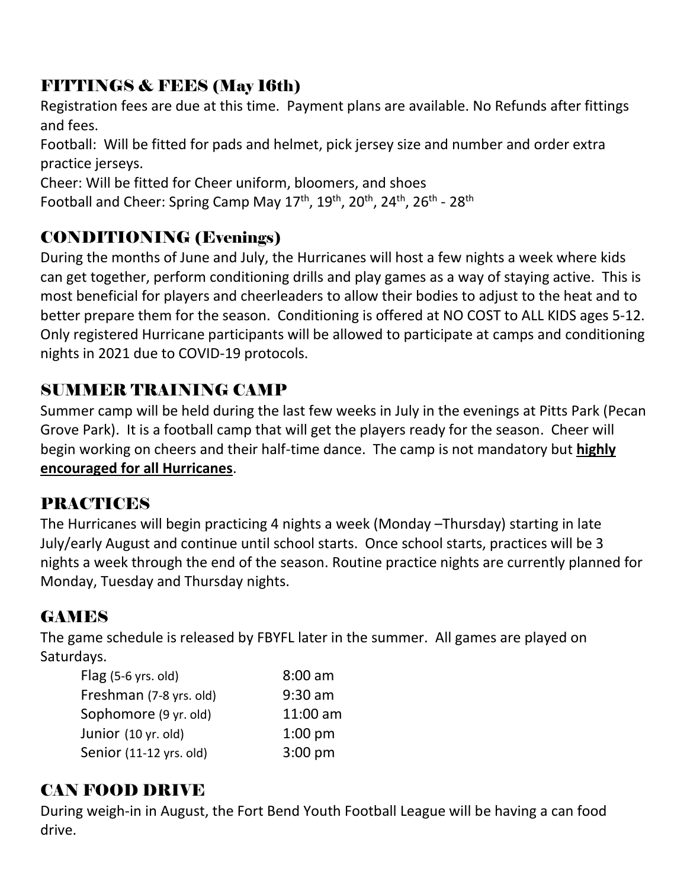## FITTINGS & FEES (May 16th)

Registration fees are due at this time. Payment plans are available. No Refunds after fittings and fees.

Football: Will be fitted for pads and helmet, pick jersey size and number and order extra practice jerseys.

Cheer: Will be fitted for Cheer uniform, bloomers, and shoes

Football and Cheer: Spring Camp May 17th, 19th, 20th, 24th, 26th - 28th

## CONDITIONING (Evenings)

During the months of June and July, the Hurricanes will host a few nights a week where kids can get together, perform conditioning drills and play games as a way of staying active. This is most beneficial for players and cheerleaders to allow their bodies to adjust to the heat and to better prepare them for the season. Conditioning is offered at NO COST to ALL KIDS ages 5-12. Only registered Hurricane participants will be allowed to participate at camps and conditioning nights in 2021 due to COVID-19 protocols.

## SUMMER TRAINING CAMP

Summer camp will be held during the last few weeks in July in the evenings at Pitts Park (Pecan Grove Park). It is a football camp that will get the players ready for the season. Cheer will begin working on cheers and their half-time dance. The camp is not mandatory but **highly encouraged for all Hurricanes**.

## PRACTICES

The Hurricanes will begin practicing 4 nights a week (Monday –Thursday) starting in late July/early August and continue until school starts. Once school starts, practices will be 3 nights a week through the end of the season. Routine practice nights are currently planned for Monday, Tuesday and Thursday nights.

## GAMES

The game schedule is released by FBYFL later in the summer. All games are played on Saturdays.

| Division | Time |
|---|---|
| Flag (5-6 yrs. old) | 8:00 am |
| Freshman (7-8 yrs. old) | 9:30 am |
| Sophomore (9 yr. old) | 11:00 am |
| Junior (10 yr. old) | 1:00 pm |
| Senior (11-12 yrs. old) | 3:00 pm |

## CAN FOOD DRIVE

During weigh-in in August, the Fort Bend Youth Football League will be having a can food drive.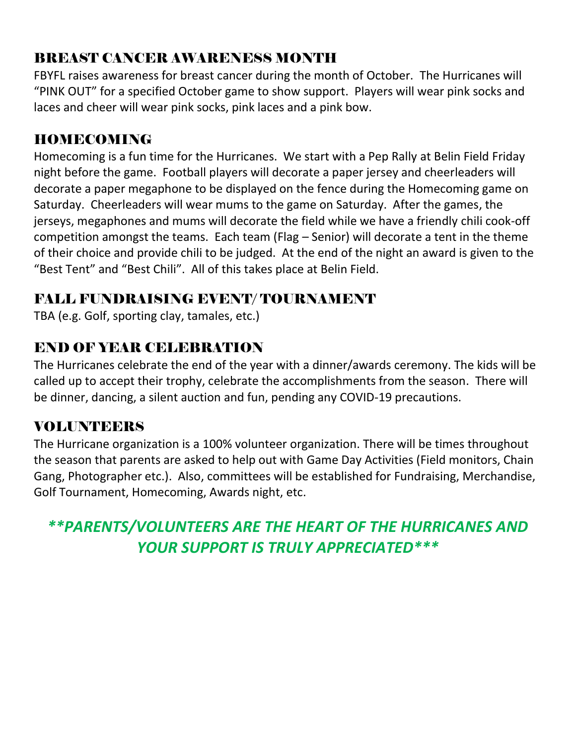## BREAST CANCER AWARENESS MONTH

FBYFL raises awareness for breast cancer during the month of October. The Hurricanes will "PINK OUT" for a specified October game to show support. Players will wear pink socks and laces and cheer will wear pink socks, pink laces and a pink bow.

## HOMECOMING

Homecoming is a fun time for the Hurricanes. We start with a Pep Rally at Belin Field Friday night before the game. Football players will decorate a paper jersey and cheerleaders will decorate a paper megaphone to be displayed on the fence during the Homecoming game on Saturday. Cheerleaders will wear mums to the game on Saturday. After the games, the jerseys, megaphones and mums will decorate the field while we have a friendly chili cook-off competition amongst the teams. Each team (Flag – Senior) will decorate a tent in the theme of their choice and provide chili to be judged. At the end of the night an award is given to the "Best Tent" and "Best Chili". All of this takes place at Belin Field.

## FALL FUNDRAISING EVENT/ TOURNAMENT

TBA (e.g. Golf, sporting clay, tamales, etc.)

## END OF YEAR CELEBRATION

The Hurricanes celebrate the end of the year with a dinner/awards ceremony. The kids will be called up to accept their trophy, celebrate the accomplishments from the season. There will be dinner, dancing, a silent auction and fun, pending any COVID-19 precautions.

## VOLUNTEERS

The Hurricane organization is a 100% volunteer organization. There will be times throughout the season that parents are asked to help out with Game Day Activities (Field monitors, Chain Gang, Photographer etc.). Also, committees will be established for Fundraising, Merchandise, Golf Tournament, Homecoming, Awards night, etc.

***\*\*PARENTS/VOLUNTEERS ARE THE HEART OF THE HURRICANES AND YOUR SUPPORT IS TRULY APPRECIATED\*\*\****